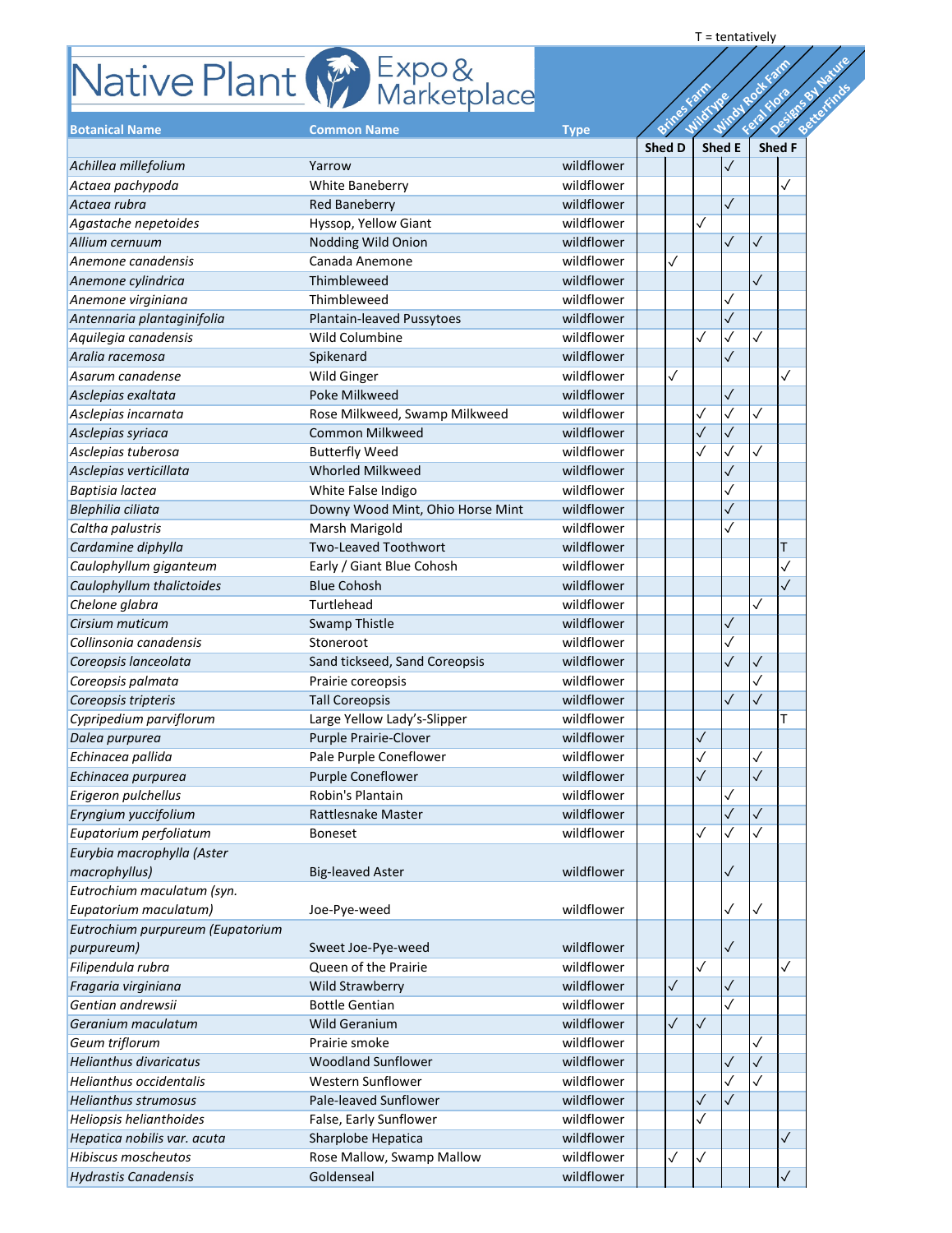T = tentatively

# Native Plant Expo & Marketplace

| Botanical Name | Common Name | Type | Brines Farm | WildType | Windy Rock Farm | Feral Flora | Designs By Nature | BetterFinds |
|---|---|---|---|---|---|---|---|---|
| | | | Shed D | | Shed E | | Shed F | |
| *Achillea millefolium* | Yarrow | wildflower | | | | ✓ | | |
| *Actaea pachypoda* | White Baneberry | wildflower | | | | | | ✓ |
| *Actaea rubra* | Red Baneberry | wildflower | | | | ✓ | | |
| *Agastache nepetoides* | Hyssop, Yellow Giant | wildflower | | | ✓ | | | |
| *Allium cernuum* | Nodding Wild Onion | wildflower | | | | ✓ | ✓ | |
| *Anemone canadensis* | Canada Anemone | wildflower | | ✓ | | | | |
| *Anemone cylindrica* | Thimbleweed | wildflower | | | | | ✓ | |
| *Anemone virginiana* | Thimbleweed | wildflower | | | | ✓ | | |
| *Antennaria plantaginifolia* | Plantain-leaved Pussytoes | wildflower | | | | ✓ | | |
| *Aquilegia canadensis* | Wild Columbine | wildflower | | | ✓ | ✓ | ✓ | |
| *Aralia racemosa* | Spikenard | wildflower | | | | ✓ | | |
| *Asarum canadense* | Wild Ginger | wildflower | | ✓ | | | | ✓ |
| *Asclepias exaltata* | Poke Milkweed | wildflower | | | | ✓ | | |
| *Asclepias incarnata* | Rose Milkweed, Swamp Milkweed | wildflower | | | ✓ | ✓ | ✓ | |
| *Asclepias syriaca* | Common Milkweed | wildflower | | | ✓ | ✓ | | |
| *Asclepias tuberosa* | Butterfly Weed | wildflower | | | ✓ | ✓ | ✓ | |
| *Asclepias verticillata* | Whorled Milkweed | wildflower | | | | ✓ | | |
| *Baptisia lactea* | White False Indigo | wildflower | | | | ✓ | | |
| *Blephilia ciliata* | Downy Wood Mint, Ohio Horse Mint | wildflower | | | | ✓ | | |
| *Caltha palustris* | Marsh Marigold | wildflower | | | | ✓ | | |
| *Cardamine diphylla* | Two-Leaved Toothwort | wildflower | | | | | | T |
| *Caulophyllum giganteum* | Early / Giant Blue Cohosh | wildflower | | | | | | ✓ |
| *Caulophyllum thalictoides* | Blue Cohosh | wildflower | | | | | | ✓ |
| *Chelone glabra* | Turtlehead | wildflower | | | | | ✓ | |
| *Cirsium muticum* | Swamp Thistle | wildflower | | | | ✓ | | |
| *Collinsonia canadensis* | Stoneroot | wildflower | | | | ✓ | | |
| *Coreopsis lanceolata* | Sand tickseed, Sand Coreopsis | wildflower | | | | ✓ | ✓ | |
| *Coreopsis palmata* | Prairie coreopsis | wildflower | | | | | ✓ | |
| *Coreopsis tripteris* | Tall Coreopsis | wildflower | | | | ✓ | ✓ | |
| *Cypripedium parviflorum* | Large Yellow Lady's-Slipper | wildflower | | | | | | T |
| *Dalea purpurea* | Purple Prairie-Clover | wildflower | | | ✓ | | | |
| *Echinacea pallida* | Pale Purple Coneflower | wildflower | | | ✓ | | ✓ | |
| *Echinacea purpurea* | Purple Coneflower | wildflower | | | ✓ | | ✓ | |
| *Erigeron pulchellus* | Robin's Plantain | wildflower | | | | ✓ | | |
| *Eryngium yuccifolium* | Rattlesnake Master | wildflower | | | | ✓ | ✓ | |
| *Eupatorium perfoliatum* | Boneset | wildflower | | | ✓ | ✓ | ✓ | |
| *Eurybia macrophylla (Aster macrophyllus)* | Big-leaved Aster | wildflower | | | | ✓ | | |
| *Eutrochium maculatum (syn. Eupatorium maculatum)* | Joe-Pye-weed | wildflower | | | | ✓ | ✓ | |
| *Eutrochium purpureum (Eupatorium purpureum)* | Sweet Joe-Pye-weed | wildflower | | | | ✓ | | |
| *Filipendula rubra* | Queen of the Prairie | wildflower | | | ✓ | | | ✓ |
| *Fragaria virginiana* | Wild Strawberry | wildflower | | ✓ | | ✓ | | |
| *Gentian andrewsii* | Bottle Gentian | wildflower | | | | ✓ | | |
| *Geranium maculatum* | Wild Geranium | wildflower | | ✓ | ✓ | | | |
| *Geum triflorum* | Prairie smoke | wildflower | | | | | ✓ | |
| *Helianthus divaricatus* | Woodland Sunflower | wildflower | | | | ✓ | ✓ | |
| *Helianthus occidentalis* | Western Sunflower | wildflower | | | | ✓ | ✓ | |
| *Helianthus strumosus* | Pale-leaved Sunflower | wildflower | | | ✓ | ✓ | | |
| *Heliopsis helianthoides* | False, Early Sunflower | wildflower | | | ✓ | | | |
| *Hepatica nobilis var. acuta* | Sharplobe Hepatica | wildflower | | | | | | ✓ |
| *Hibiscus moscheutos* | Rose Mallow, Swamp Mallow | wildflower | | ✓ | ✓ | | | |
| *Hydrastis Canadensis* | Goldenseal | wildflower | | | | | | ✓ |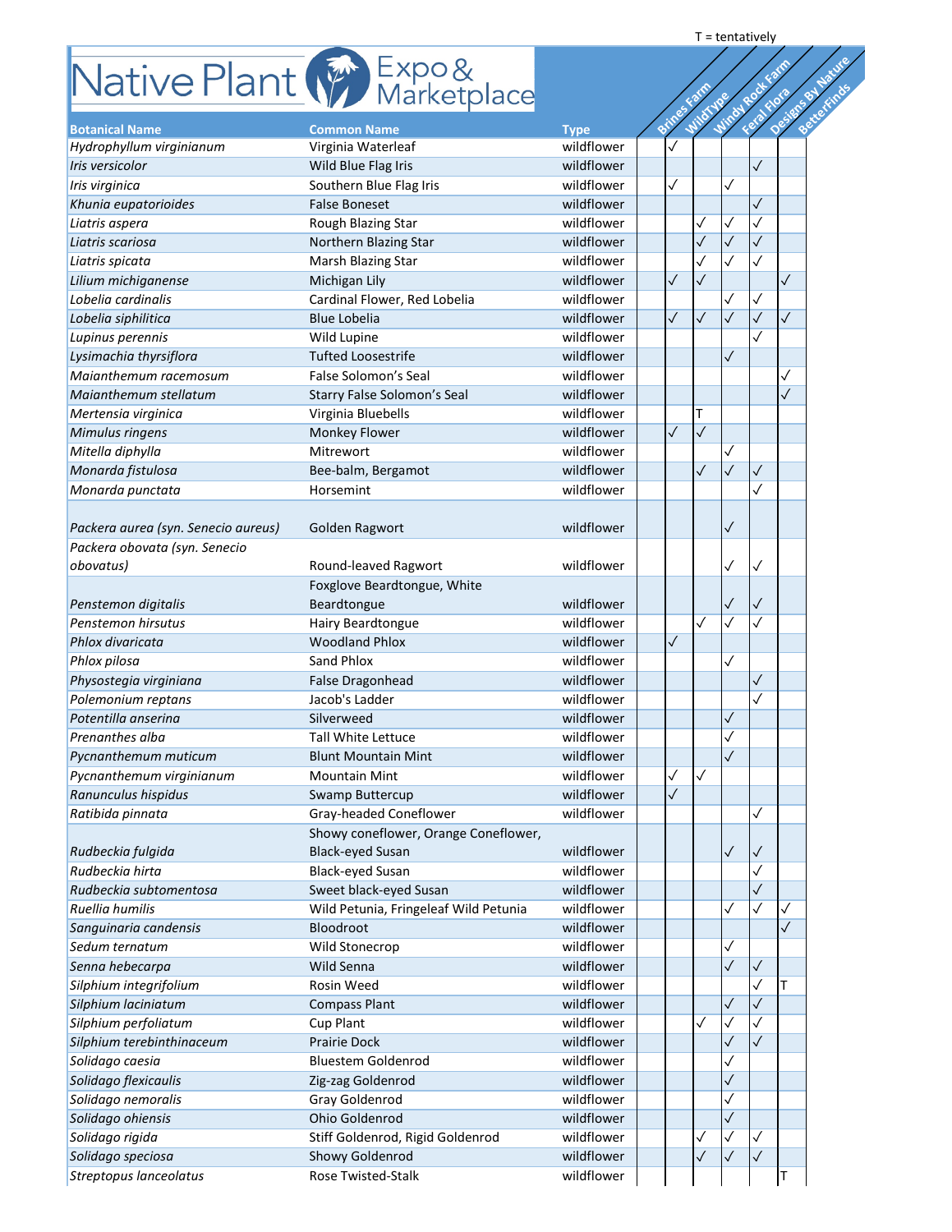T = tentatively

# Native Plant Expo & Marketplace

| Botanical Name | Common Name | Type | Brines Farm | WildType | Windy Rock Farm | Feral Flora | Designs By Nature | BetterFinds |
|---|---|---|---|---|---|---|---|---|
| *Hydrophyllum virginianum* | Virginia Waterleaf | wildflower | ✓ | | | | | |
| *Iris versicolor* | Wild Blue Flag Iris | wildflower | | | | ✓ | | |
| *Iris virginica* | Southern Blue Flag Iris | wildflower | ✓ | | ✓ | | | |
| *Khunia eupatorioides* | False Boneset | wildflower | | | | ✓ | | |
| *Liatris aspera* | Rough Blazing Star | wildflower | | ✓ | ✓ | ✓ | | |
| *Liatris scariosa* | Northern Blazing Star | wildflower | | ✓ | ✓ | ✓ | | |
| *Liatris spicata* | Marsh Blazing Star | wildflower | | ✓ | ✓ | ✓ | | |
| *Lilium michiganense* | Michigan Lily | wildflower | ✓ | ✓ | | | ✓ | |
| *Lobelia cardinalis* | Cardinal Flower, Red Lobelia | wildflower | | | ✓ | ✓ | | |
| *Lobelia siphilitica* | Blue Lobelia | wildflower | ✓ | ✓ | ✓ | ✓ | ✓ | |
| *Lupinus perennis* | Wild Lupine | wildflower | | | | ✓ | | |
| *Lysimachia thyrsiflora* | Tufted Loosestrife | wildflower | | | ✓ | | | |
| *Maianthemum racemosum* | False Solomon's Seal | wildflower | | | | | ✓ | |
| *Maianthemum stellatum* | Starry False Solomon's Seal | wildflower | | | | | ✓ | |
| *Mertensia virginica* | Virginia Bluebells | wildflower | | T | | | | |
| *Mimulus ringens* | Monkey Flower | wildflower | ✓ | ✓ | | | | |
| *Mitella diphylla* | Mitrewort | wildflower | | | ✓ | | | |
| *Monarda fistulosa* | Bee-balm, Bergamot | wildflower | | ✓ | ✓ | ✓ | | |
| *Monarda punctata* | Horsemint | wildflower | | | | ✓ | | |
| *Packera aurea (syn. Senecio aureus)* | Golden Ragwort | wildflower | | | ✓ | | | |
| *Packera obovata (syn. Senecio obovatus)* | Round-leaved Ragwort | wildflower | | | ✓ | ✓ | | |
| *Penstemon digitalis* | Foxglove Beardtongue, White Beardtongue | wildflower | | | ✓ | ✓ | | |
| *Penstemon hirsutus* | Hairy Beardtongue | wildflower | | ✓ | ✓ | ✓ | | |
| *Phlox divaricata* | Woodland Phlox | wildflower | ✓ | | | | | |
| *Phlox pilosa* | Sand Phlox | wildflower | | | ✓ | | | |
| *Physostegia virginiana* | False Dragonhead | wildflower | | | | ✓ | | |
| *Polemonium reptans* | Jacob's Ladder | wildflower | | | | ✓ | | |
| *Potentilla anserina* | Silverweed | wildflower | | | ✓ | | | |
| *Prenanthes alba* | Tall White Lettuce | wildflower | | | ✓ | | | |
| *Pycnanthemum muticum* | Blunt Mountain Mint | wildflower | | | ✓ | | | |
| *Pycnanthemum virginianum* | Mountain Mint | wildflower | ✓ | ✓ | | | | |
| *Ranunculus hispidus* | Swamp Buttercup | wildflower | ✓ | | | | | |
| *Ratibida pinnata* | Gray-headed Coneflower | wildflower | | | | ✓ | | |
| *Rudbeckia fulgida* | Showy coneflower, Orange Coneflower, Black-eyed Susan | wildflower | | | ✓ | ✓ | | |
| *Rudbeckia hirta* | Black-eyed Susan | wildflower | | | | ✓ | | |
| *Rudbeckia subtomentosa* | Sweet black-eyed Susan | wildflower | | | | ✓ | | |
| *Ruellia humilis* | Wild Petunia, Fringeleaf Wild Petunia | wildflower | | | ✓ | ✓ | ✓ | |
| *Sanguinaria candensis* | Bloodroot | wildflower | | | | | ✓ | |
| *Sedum ternatum* | Wild Stonecrop | wildflower | | | ✓ | | | |
| *Senna hebecarpa* | Wild Senna | wildflower | | | ✓ | ✓ | | |
| *Silphium integrifolium* | Rosin Weed | wildflower | | | | ✓ | T | |
| *Silphium laciniatum* | Compass Plant | wildflower | | | ✓ | ✓ | | |
| *Silphium perfoliatum* | Cup Plant | wildflower | | ✓ | ✓ | ✓ | | |
| *Silphium terebinthinaceum* | Prairie Dock | wildflower | | | ✓ | ✓ | | |
| *Solidago caesia* | Bluestem Goldenrod | wildflower | | | ✓ | | | |
| *Solidago flexicaulis* | Zig-zag Goldenrod | wildflower | | | ✓ | | | |
| *Solidago nemoralis* | Gray Goldenrod | wildflower | | | ✓ | | | |
| *Solidago ohiensis* | Ohio Goldenrod | wildflower | | | ✓ | | | |
| *Solidago rigida* | Stiff Goldenrod, Rigid Goldenrod | wildflower | | ✓ | ✓ | ✓ | | |
| *Solidago speciosa* | Showy Goldenrod | wildflower | | ✓ | ✓ | ✓ | | |
| *Streptopus lanceolatus* | Rose Twisted-Stalk | wildflower | | | | | T | |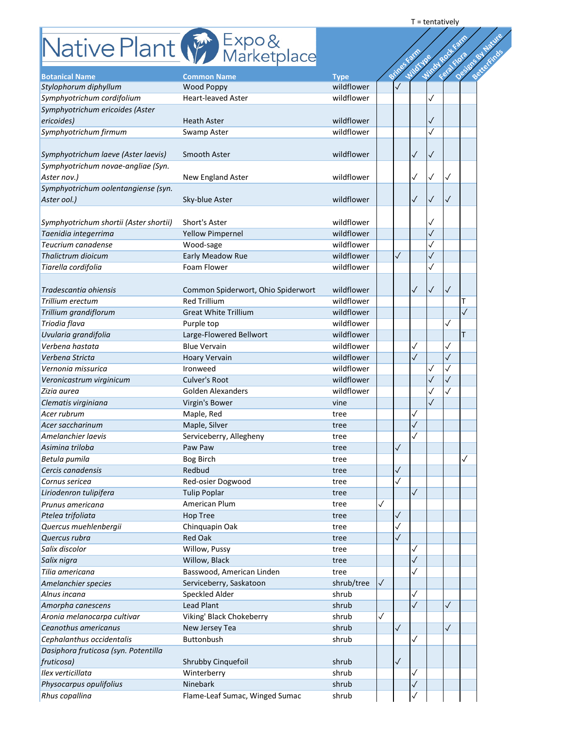T = tentatively

# Native Plant Expo & Marketplace

| Botanical Name | Common Name | Type | Brines Farm | WildType | Windy Rock Farm | Feral Flora | Designs By Nature | BetterFinds |
|---|---|---|---|---|---|---|---|---|
| *Stylophorum diphyllum* | Wood Poppy | wildflower | | ✓ | | | | |
| *Symphyotrichum cordifolium* | Heart-leaved Aster | wildflower | | | | ✓ | | |
| *Symphyotrichum ericoides (Aster ericoides)* | Heath Aster | wildflower | | | | ✓ | | |
| *Symphyotrichum firmum* | Swamp Aster | wildflower | | | | ✓ | | |
| *Symphyotrichum laeve (Aster laevis)* | Smooth Aster | wildflower | | | ✓ | ✓ | | |
| *Symphyotrichum novae-angliae (Syn. Aster nov.)* | New England Aster | wildflower | | | ✓ | ✓ | ✓ | |
| *Symphyotrichum oolentangiense (syn. Aster ool.)* | Sky-blue Aster | wildflower | | | ✓ | ✓ | ✓ | |
| *Symphyotrichum shortii (Aster shortii)* | Short's Aster | wildflower | | | | ✓ | | |
| *Taenidia integerrima* | Yellow Pimpernel | wildflower | | | | ✓ | | |
| *Teucrium canadense* | Wood-sage | wildflower | | | | ✓ | | |
| *Thalictrum dioicum* | Early Meadow Rue | wildflower | | ✓ | | ✓ | | |
| *Tiarella cordifolia* | Foam Flower | wildflower | | | | ✓ | | |
| *Tradescantia ohiensis* | Common Spiderwort, Ohio Spiderwort | wildflower | | | ✓ | ✓ | ✓ | |
| *Trillium erectum* | Red Trillium | wildflower | | | | | | T |
| *Trillium grandiflorum* | Great White Trillium | wildflower | | | | | | ✓ |
| *Triodia flava* | Purple top | wildflower | | | | | ✓ | |
| *Uvularia grandifolia* | Large-Flowered Bellwort | wildflower | | | | | | T |
| *Verbena hastata* | Blue Vervain | wildflower | | | ✓ | | ✓ | |
| *Verbena Stricta* | Hoary Vervain | wildflower | | | ✓ | | ✓ | |
| *Vernonia missurica* | Ironweed | wildflower | | | | ✓ | ✓ | |
| *Veronicastrum virginicum* | Culver's Root | wildflower | | | | ✓ | ✓ | |
| *Zizia aurea* | Golden Alexanders | wildflower | | | | ✓ | ✓ | |
| *Clematis virginiana* | Virgin's Bower | vine | | | | ✓ | | |
| *Acer rubrum* | Maple, Red | tree | | | ✓ | | | |
| *Acer saccharinum* | Maple, Silver | tree | | | ✓ | | | |
| *Amelanchier laevis* | Serviceberry, Allegheny | tree | | | ✓ | | | |
| *Asimina triloba* | Paw Paw | tree | | ✓ | | | | |
| *Betula pumila* | Bog Birch | tree | | | | | | ✓ |
| *Cercis canadensis* | Redbud | tree | | ✓ | | | | |
| *Cornus sericea* | Red-osier Dogwood | tree | | ✓ | | | | |
| *Liriodenron tulipifera* | Tulip Poplar | tree | | | ✓ | | | |
| *Prunus americana* | American Plum | tree | ✓ | | | | | |
| *Ptelea trifoliata* | Hop Tree | tree | | ✓ | | | | |
| *Quercus muehlenbergii* | Chinquapin Oak | tree | | ✓ | | | | |
| *Quercus rubra* | Red Oak | tree | | ✓ | | | | |
| *Salix discolor* | Willow, Pussy | tree | | | ✓ | | | |
| *Salix nigra* | Willow, Black | tree | | | ✓ | | | |
| *Tilia americana* | Basswood, American Linden | tree | | | ✓ | | | |
| *Amelanchier species* | Serviceberry, Saskatoon | shrub/tree | ✓ | | | | | |
| *Alnus incana* | Speckled Alder | shrub | | | ✓ | | | |
| *Amorpha canescens* | Lead Plant | shrub | | | ✓ | | ✓ | |
| *Aronia melanocarpa cultivar* | Viking' Black Chokeberry | shrub | ✓ | | | | | |
| *Ceanothus americanus* | New Jersey Tea | shrub | | ✓ | | | ✓ | |
| *Cephalanthus occidentalis* | Buttonbush | shrub | | | ✓ | | | |
| *Dasiphora fruticosa (syn. Potentilla fruticosa)* | Shrubby Cinquefoil | shrub | | ✓ | | | | |
| *Ilex verticillata* | Winterberry | shrub | | | ✓ | | | |
| *Physocarpus opulifolius* | Ninebark | shrub | | | ✓ | | | |
| *Rhus copallina* | Flame-Leaf Sumac, Winged Sumac | shrub | | | ✓ | | | |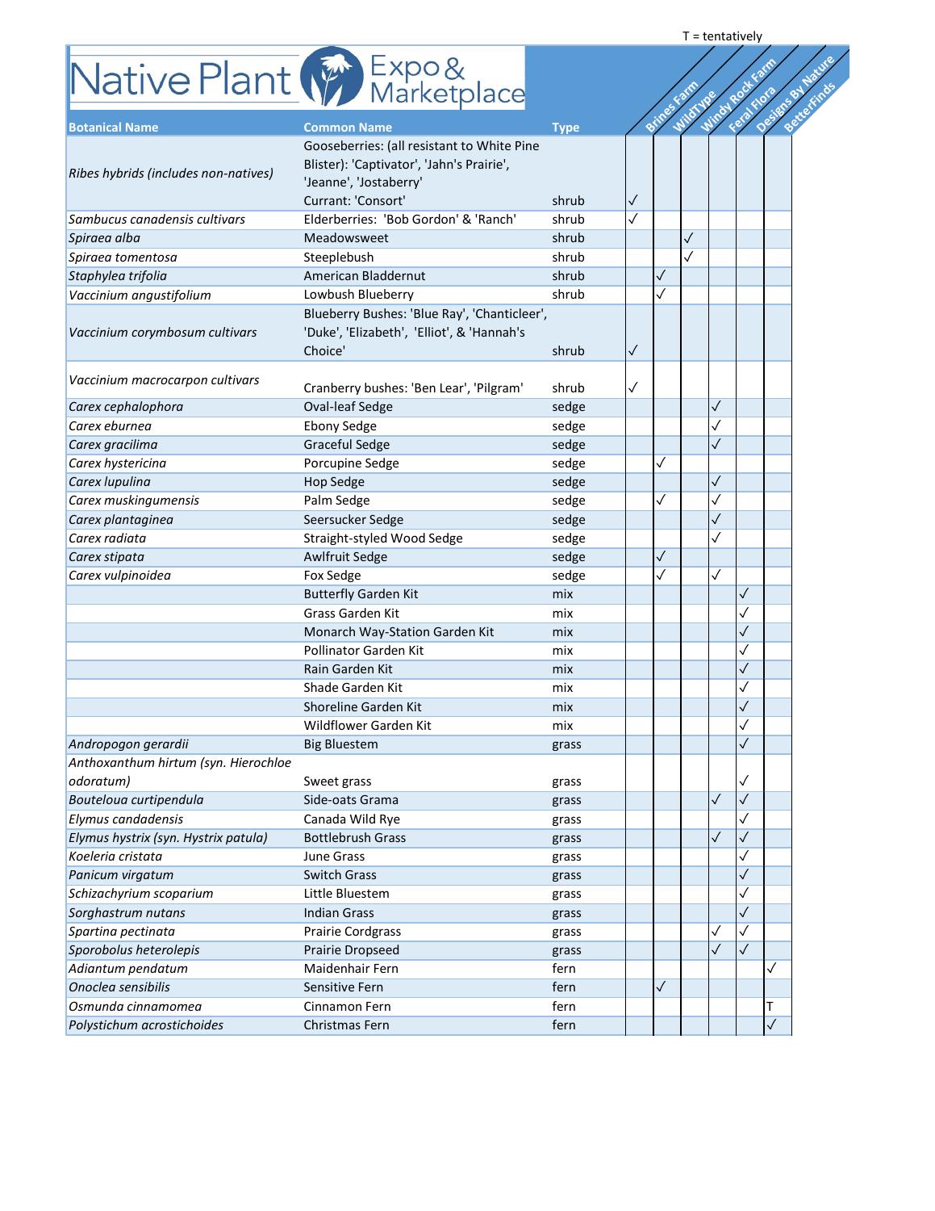T = tentatively

# Native Plant Expo & Marketplace

| Botanical Name | Common Name | Type | Brines Farm | WildType | Windy Rock Farm | Feral Flora | Designs By Nature | BetterFinds |
|---|---|---|---|---|---|---|---|---|
| *Ribes hybrids (includes non-natives)* | Gooseberries: (all resistant to White Pine Blister): 'Captivator', 'Jahn's Prairie', 'Jeanne', 'Jostaberry' Currant: 'Consort' | shrub | ✓ | | | | | |
| *Sambucus canadensis cultivars* | Elderberries: 'Bob Gordon' & 'Ranch' | shrub | ✓ | | | | | |
| *Spiraea alba* | Meadowsweet | shrub | | | ✓ | | | |
| *Spiraea tomentosa* | Steeplebush | shrub | | | ✓ | | | |
| *Staphylea trifolia* | American Bladdernut | shrub | | ✓ | | | | |
| *Vaccinium angustifolium* | Lowbush Blueberry | shrub | | ✓ | | | | |
| *Vaccinium corymbosum cultivars* | Blueberry Bushes: 'Blue Ray', 'Chanticleer', 'Duke', 'Elizabeth', 'Elliot', & 'Hannah's Choice' | shrub | ✓ | | | | | |
| *Vaccinium macrocarpon cultivars* | Cranberry bushes: 'Ben Lear', 'Pilgram' | shrub | ✓ | | | | | |
| *Carex cephalophora* | Oval-leaf Sedge | sedge | | | | ✓ | | |
| *Carex eburnea* | Ebony Sedge | sedge | | | | ✓ | | |
| *Carex gracilima* | Graceful Sedge | sedge | | | | ✓ | | |
| *Carex hystericina* | Porcupine Sedge | sedge | | ✓ | | | | |
| *Carex lupulina* | Hop Sedge | sedge | | | | ✓ | | |
| *Carex muskingumensis* | Palm Sedge | sedge | | ✓ | | ✓ | | |
| *Carex plantaginea* | Seersucker Sedge | sedge | | | | ✓ | | |
| *Carex radiata* | Straight-styled Wood Sedge | sedge | | | | ✓ | | |
| *Carex stipata* | Awlfruit Sedge | sedge | | ✓ | | | | |
| *Carex vulpinoidea* | Fox Sedge | sedge | | ✓ | | ✓ | | |
| | Butterfly Garden Kit | mix | | | | | ✓ | |
| | Grass Garden Kit | mix | | | | | ✓ | |
| | Monarch Way-Station Garden Kit | mix | | | | | ✓ | |
| | Pollinator Garden Kit | mix | | | | | ✓ | |
| | Rain Garden Kit | mix | | | | | ✓ | |
| | Shade Garden Kit | mix | | | | | ✓ | |
| | Shoreline Garden Kit | mix | | | | | ✓ | |
| | Wildflower Garden Kit | mix | | | | | ✓ | |
| *Andropogon gerardii* | Big Bluestem | grass | | | | | ✓ | |
| *Anthoxanthum hirtum (syn. Hierochloe odoratum)* | Sweet grass | grass | | | | | ✓ | |
| *Bouteloua curtipendula* | Side-oats Grama | grass | | | | ✓ | ✓ | |
| *Elymus candadensis* | Canada Wild Rye | grass | | | | | ✓ | |
| *Elymus hystrix (syn. Hystrix patula)* | Bottlebrush Grass | grass | | | | ✓ | ✓ | |
| *Koeleria cristata* | June Grass | grass | | | | | ✓ | |
| *Panicum virgatum* | Switch Grass | grass | | | | | ✓ | |
| *Schizachyrium scoparium* | Little Bluestem | grass | | | | | ✓ | |
| *Sorghastrum nutans* | Indian Grass | grass | | | | | ✓ | |
| *Spartina pectinata* | Prairie Cordgrass | grass | | | | ✓ | ✓ | |
| *Sporobolus heterolepis* | Prairie Dropseed | grass | | | | ✓ | ✓ | |
| *Adiantum pendatum* | Maidenhair Fern | fern | | | | | | ✓ |
| *Onoclea sensibilis* | Sensitive Fern | fern | | ✓ | | | | |
| *Osmunda cinnamomea* | Cinnamon Fern | fern | | | | | | T |
| *Polystichum acrostichoides* | Christmas Fern | fern | | | | | | ✓ |